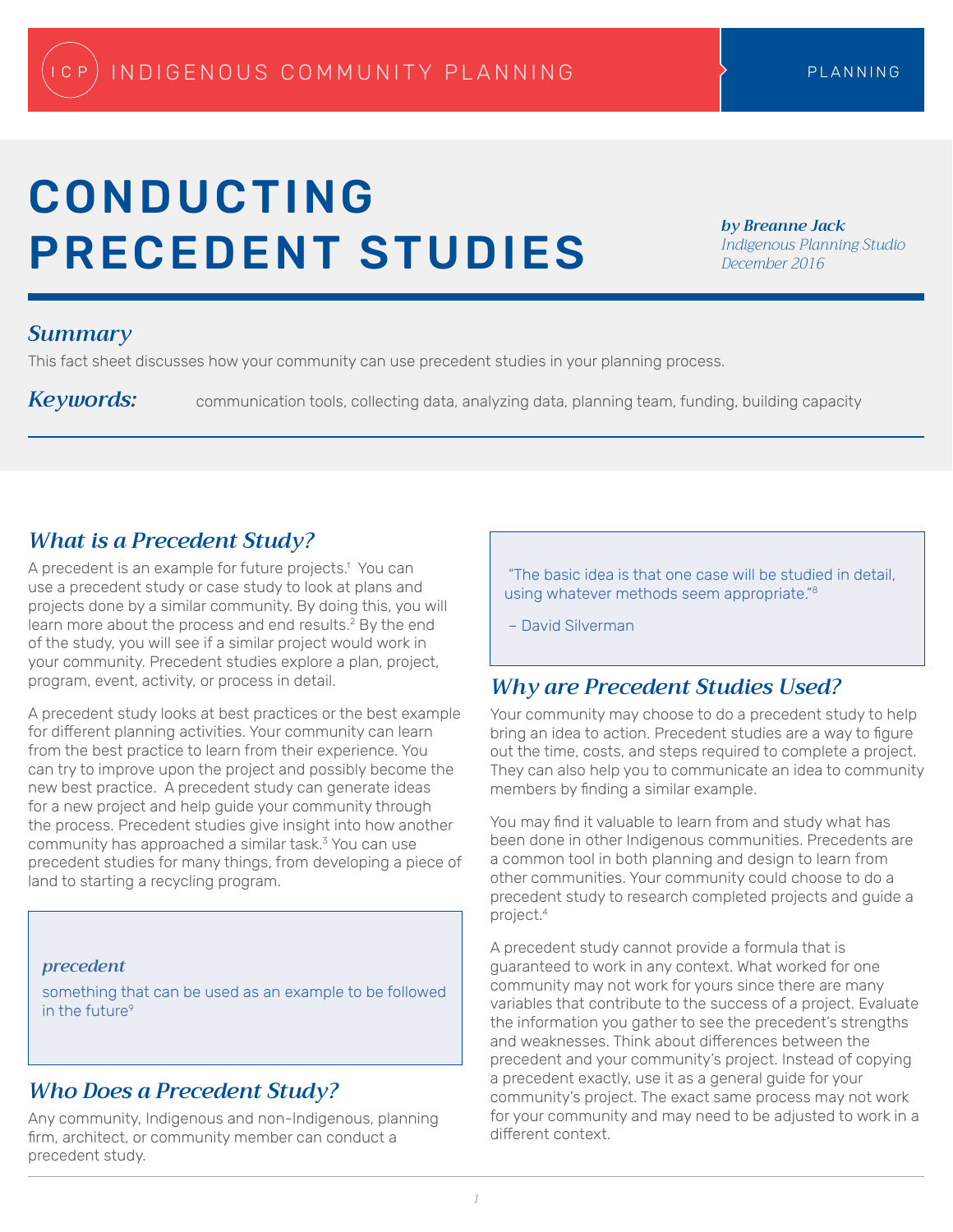ICP INDIGENOUS COMMUNITY PLANNING — PLANNING

# CONDUCTING PRECEDENT STUDIES

*by Breanne Jack*
*Indigenous Planning Studio*
*December 2016*

## *Summary*

This fact sheet discusses how your community can use precedent studies in your planning process.

***Keywords:*** communication tools, collecting data, analyzing data, planning team, funding, building capacity

## *What is a Precedent Study?*

A precedent is an example for future projects.[1] You can use a precedent study or case study to look at plans and projects done by a similar community. By doing this, you will learn more about the process and end results.[2] By the end of the study, you will see if a similar project would work in your community. Precedent studies explore a plan, project, program, event, activity, or process in detail.

A precedent study looks at best practices or the best example for different planning activities. Your community can learn from the best practice to learn from their experience. You can try to improve upon the project and possibly become the new best practice. A precedent study can generate ideas for a new project and help guide your community through the process. Precedent studies give insight into how another community has approached a similar task.[3] You can use precedent studies for many things, from developing a piece of land to starting a recycling program.

> ***precedent***
>
> something that can be used as an example to be followed in the future[9]

## *Who Does a Precedent Study?*

Any community, Indigenous and non-Indigenous, planning firm, architect, or community member can conduct a precedent study.

> "The basic idea is that one case will be studied in detail, using whatever methods seem appropriate."[8]
>
> – David Silverman

## *Why are Precedent Studies Used?*

Your community may choose to do a precedent study to help bring an idea to action. Precedent studies are a way to figure out the time, costs, and steps required to complete a project. They can also help you to communicate an idea to community members by finding a similar example.

You may find it valuable to learn from and study what has been done in other Indigenous communities. Precedents are a common tool in both planning and design to learn from other communities. Your community could choose to do a precedent study to research completed projects and guide a project.[4]

A precedent study cannot provide a formula that is guaranteed to work in any context. What worked for one community may not work for yours since there are many variables that contribute to the success of a project. Evaluate the information you gather to see the precedent's strengths and weaknesses. Think about differences between the precedent and your community's project. Instead of copying a precedent exactly, use it as a general guide for your community's project. The exact same process may not work for your community and may need to be adjusted to work in a different context.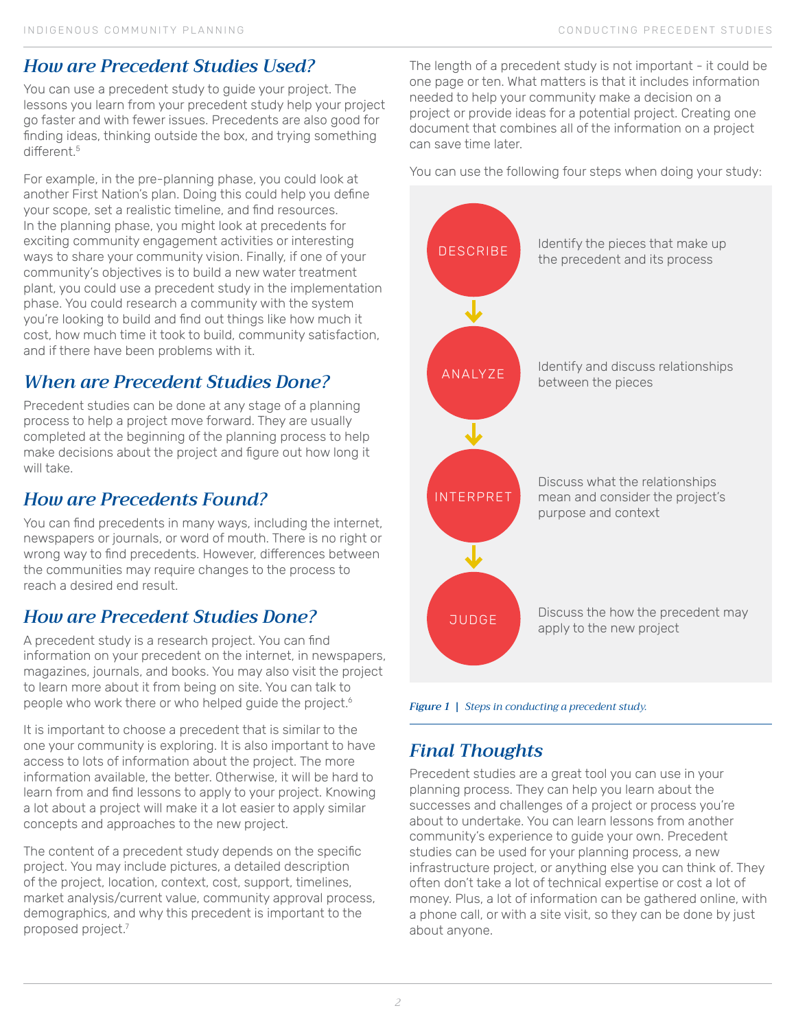## How are Precedent Studies Used?

You can use a precedent study to guide your project. The lessons you learn from your precedent study help your project go faster and with fewer issues. Precedents are also good for finding ideas, thinking outside the box, and trying something different.[5]

For example, in the pre-planning phase, you could look at another First Nation's plan. Doing this could help you define your scope, set a realistic timeline, and find resources. In the planning phase, you might look at precedents for exciting community engagement activities or interesting ways to share your community vision. Finally, if one of your community's objectives is to build a new water treatment plant, you could use a precedent study in the implementation phase. You could research a community with the system you're looking to build and find out things like how much it cost, how much time it took to build, community satisfaction, and if there have been problems with it.

## When are Precedent Studies Done?

Precedent studies can be done at any stage of a planning process to help a project move forward. They are usually completed at the beginning of the planning process to help make decisions about the project and figure out how long it will take.

## How are Precedents Found?

You can find precedents in many ways, including the internet, newspapers or journals, or word of mouth. There is no right or wrong way to find precedents. However, differences between the communities may require changes to the process to reach a desired end result.

## How are Precedent Studies Done?

A precedent study is a research project. You can find information on your precedent on the internet, in newspapers, magazines, journals, and books. You may also visit the project to learn more about it from being on site. You can talk to people who work there or who helped guide the project.[6]

It is important to choose a precedent that is similar to the one your community is exploring. It is also important to have access to lots of information about the project. The more information available, the better. Otherwise, it will be hard to learn from and find lessons to apply to your project. Knowing a lot about a project will make it a lot easier to apply similar concepts and approaches to the new project.

The content of a precedent study depends on the specific project. You may include pictures, a detailed description of the project, location, context, cost, support, timelines, market analysis/current value, community approval process, demographics, and why this precedent is important to the proposed project.[7]

The length of a precedent study is not important - it could be one page or ten. What matters is that it includes information needed to help your community make a decision on a project or provide ideas for a potential project. Creating one document that combines all of the information on a project can save time later.

You can use the following four steps when doing your study:

- **DESCRIBE** — Identify the pieces that make up the precedent and its process
- **ANALYZE** — Identify and discuss relationships between the pieces
- **INTERPRET** — Discuss what the relationships mean and consider the project's purpose and context
- **JUDGE** — Discuss the how the precedent may apply to the new project

*Figure 1 | Steps in conducting a precedent study.*

## Final Thoughts

Precedent studies are a great tool you can use in your planning process. They can help you learn about the successes and challenges of a project or process you're about to undertake. You can learn lessons from another community's experience to guide your own. Precedent studies can be used for your planning process, a new infrastructure project, or anything else you can think of. They often don't take a lot of technical expertise or cost a lot of money. Plus, a lot of information can be gathered online, with a phone call, or with a site visit, so they can be done by just about anyone.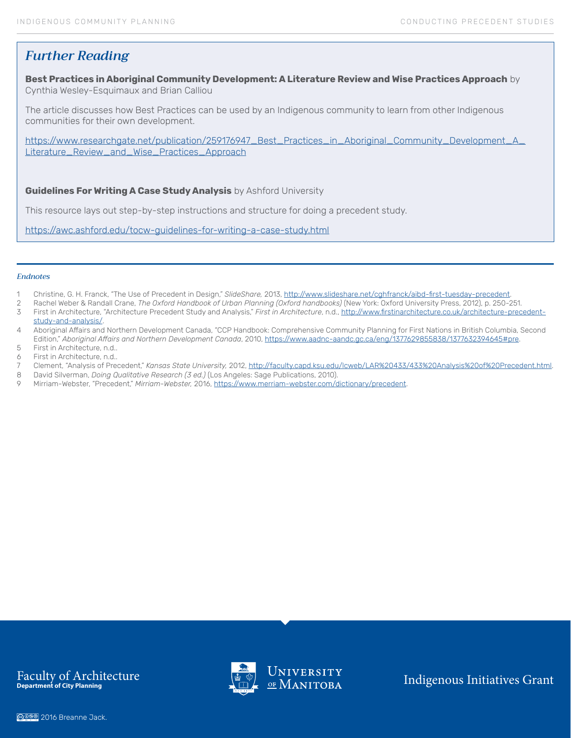## *Further Reading*

**Best Practices in Aboriginal Community Development: A Literature Review and Wise Practices Approach** by Cynthia Wesley-Esquimaux and Brian Calliou

The article discusses how Best Practices can be used by an Indigenous community to learn from other Indigenous communities for their own development.

https://www.researchgate.net/publication/259176947_Best_Practices_in_Aboriginal_Community_Development_A_Literature_Review_and_Wise_Practices_Approach

**Guidelines For Writing A Case Study Analysis** by Ashford University

This resource lays out step-by-step instructions and structure for doing a precedent study.

https://awc.ashford.edu/tocw-guidelines-for-writing-a-case-study.html

---

*Endnotes*

1. Christine, G. H. Franck, "The Use of Precedent in Design," *SlideShare,* 2013, http://www.slideshare.net/cghfranck/aibd-first-tuesday-precedent.
2. Rachel Weber & Randall Crane, *The Oxford Handbook of Urban Planning (Oxford handbooks)* (New York: Oxford University Press, 2012), p. 250-251.
3. First in Architecture, "Architecture Precedent Study and Analysis," *First in Architecture*, n.d., http://www.firstinarchitecture.co.uk/architecture-precedent-study-and-analysis/.
4. Aboriginal Affairs and Northern Development Canada, "CCP Handbook: Comprehensive Community Planning for First Nations in British Columbia, Second Edition," *Aboriginal Affairs and Northern Development Canada*, 2010, https://www.aadnc-aandc.gc.ca/eng/1377629855838/1377632394645#pre.
5. First in Architecture, n.d..
6. First in Architecture, n.d..
7. Clement, "Analysis of Precedent," *Kansas State University,* 2012, http://faculty.capd.ksu.edu/lcweb/LAR%20433/433%20Analysis%20of%20Precedent.html.
8. David Silverman, *Doing Qualitative Research (3 ed.)* (Los Angeles: Sage Publications, 2010).
9. Mirriam-Webster, "Precedent," *Mirriam-Webster,* 2016, https://www.merriam-webster.com/dictionary/precedent.

Faculty of Architecture
**Department of City Planning**

University of Manitoba

Indigenous Initiatives Grant

2016 Breanne Jack.